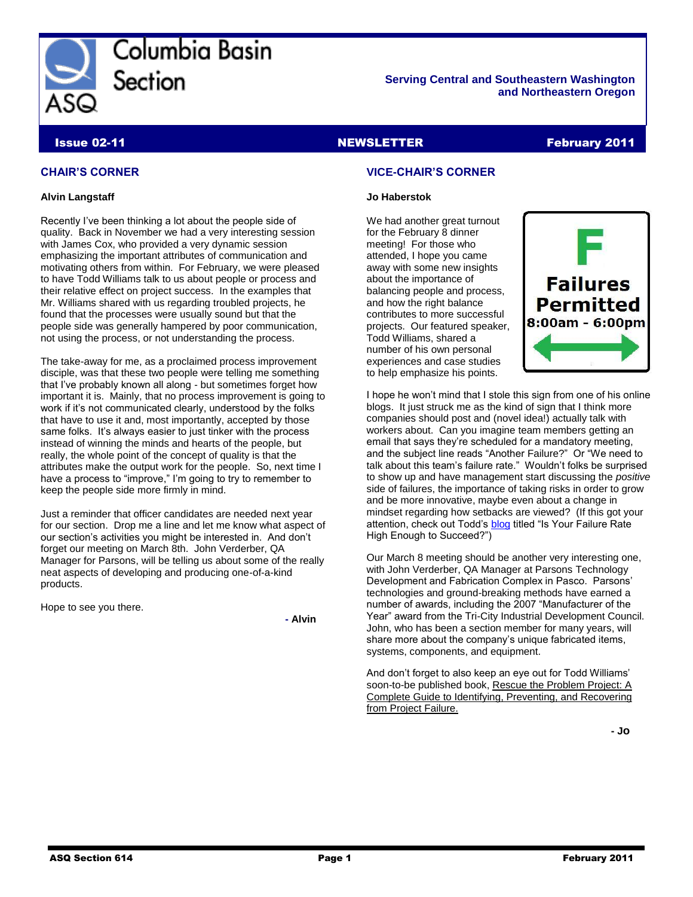# Columbia Basin Section

**Serving Central and Southeastern Washington and Northeastern Oregon**

**Issue 02-11** | **NEWSLETTER** | **February 2011**

## CHAIR'S CORNER

**Alvin Langstaff**

Recently I've been thinking a lot about the people side of quality. Back in November we had a very interesting session with James Cox, who provided a very dynamic session emphasizing the important attributes of communication and motivating others from within. For February, we were pleased to have Todd Williams talk to us about people or process and their relative effect on project success. In the examples that Mr. Williams shared with us regarding troubled projects, he found that the processes were usually sound but that the people side was generally hampered by poor communication, not using the process, or not understanding the process.

The take-away for me, as a proclaimed process improvement disciple, was that these two people were telling me something that I've probably known all along - but sometimes forget how important it is. Mainly, that no process improvement is going to work if it's not communicated clearly, understood by the folks that have to use it and, most importantly, accepted by those same folks. It's always easier to just tinker with the process instead of winning the minds and hearts of the people, but really, the whole point of the concept of quality is that the attributes make the output work for the people. So, next time I have a process to "improve," I'm going to try to remember to keep the people side more firmly in mind.

Just a reminder that officer candidates are needed next year for our section. Drop me a line and let me know what aspect of our section's activities you might be interested in. And don't forget our meeting on March 8th. John Verderber, QA Manager for Parsons, will be telling us about some of the really neat aspects of developing and producing one-of-a-kind products.

Hope to see you there.

**- Alvin**

## VICE-CHAIR'S CORNER

**Jo Haberstok**

We had another great turnout for the February 8 dinner meeting! For those who attended, I hope you came away with some new insights about the importance of balancing people and process, and how the right balance contributes to more successful projects. Our featured speaker, Todd Williams, shared a number of his own personal experiences and case studies to help emphasize his points.

**F**
**Failures Permitted**
**8:00am - 6:00pm**

I hope he won't mind that I stole this sign from one of his online blogs. It just struck me as the kind of sign that I think more companies should post and (novel idea!) actually talk with workers about. Can you imagine team members getting an email that says they're scheduled for a mandatory meeting, and the subject line reads "Another Failure?" Or "We need to talk about this team's failure rate." Wouldn't folks be surprised to show up and have management start discussing the *positive* side of failures, the importance of taking risks in order to grow and be more innovative, maybe even about a change in mindset regarding how setbacks are viewed? (If this got your attention, check out Todd's blog titled "Is Your Failure Rate High Enough to Succeed?")

Our March 8 meeting should be another very interesting one, with John Verderber, QA Manager at Parsons Technology Development and Fabrication Complex in Pasco. Parsons' technologies and ground-breaking methods have earned a number of awards, including the 2007 "Manufacturer of the Year" award from the Tri-City Industrial Development Council. John, who has been a section member for many years, will share more about the company's unique fabricated items, systems, components, and equipment.

And don't forget to also keep an eye out for Todd Williams' soon-to-be published book, Rescue the Problem Project: A Complete Guide to Identifying, Preventing, and Recovering from Project Failure.

**- Jo**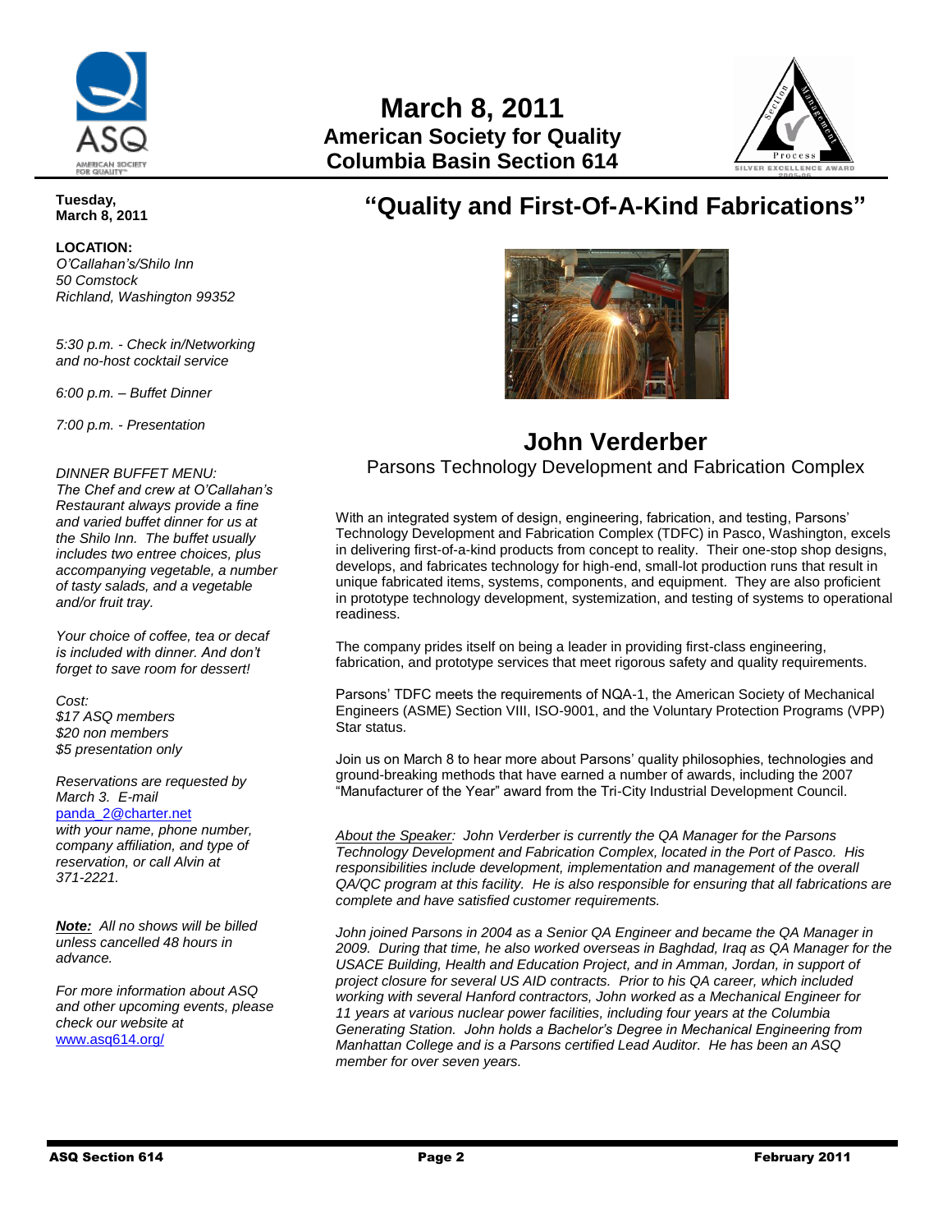# March 8, 2011

## American Society for Quality
## Columbia Basin Section 614

**Tuesday, March 8, 2011**

**LOCATION:**
*O'Callahan's/Shilo Inn*
*50 Comstock*
*Richland, Washington 99352*

*5:30 p.m. - Check in/Networking and no-host cocktail service*

*6:00 p.m. – Buffet Dinner*

*7:00 p.m. - Presentation*

*DINNER BUFFET MENU:*
*The Chef and crew at O'Callahan's Restaurant always provide a fine and varied buffet dinner for us at the Shilo Inn. The buffet usually includes two entree choices, plus accompanying vegetable, a number of tasty salads, and a vegetable and/or fruit tray.*

*Your choice of coffee, tea or decaf is included with dinner. And don't forget to save room for dessert!*

*Cost:*
*$17 ASQ members*
*$20 non members*
*$5 presentation only*

*Reservations are requested by March 3. E-mail* panda_2@charter.net *with your name, phone number, company affiliation, and type of reservation, or call Alvin at 371-2221.*

***Note:*** *All no shows will be billed unless cancelled 48 hours in advance.*

*For more information about ASQ and other upcoming events, please check our website at* www.asq614.org/

# "Quality and First-Of-A-Kind Fabrications"

## John Verderber

Parsons Technology Development and Fabrication Complex

With an integrated system of design, engineering, fabrication, and testing, Parsons' Technology Development and Fabrication Complex (TDFC) in Pasco, Washington, excels in delivering first-of-a-kind products from concept to reality. Their one-stop shop designs, develops, and fabricates technology for high-end, small-lot production runs that result in unique fabricated items, systems, components, and equipment. They are also proficient in prototype technology development, systemization, and testing of systems to operational readiness.

The company prides itself on being a leader in providing first-class engineering, fabrication, and prototype services that meet rigorous safety and quality requirements.

Parsons' TDFC meets the requirements of NQA-1, the American Society of Mechanical Engineers (ASME) Section VIII, ISO-9001, and the Voluntary Protection Programs (VPP) Star status.

Join us on March 8 to hear more about Parsons' quality philosophies, technologies and ground-breaking methods that have earned a number of awards, including the 2007 "Manufacturer of the Year" award from the Tri-City Industrial Development Council.

*About the Speaker: John Verderber is currently the QA Manager for the Parsons Technology Development and Fabrication Complex, located in the Port of Pasco. His responsibilities include development, implementation and management of the overall QA/QC program at this facility. He is also responsible for ensuring that all fabrications are complete and have satisfied customer requirements.*

*John joined Parsons in 2004 as a Senior QA Engineer and became the QA Manager in 2009. During that time, he also worked overseas in Baghdad, Iraq as QA Manager for the USACE Building, Health and Education Project, and in Amman, Jordan, in support of project closure for several US AID contracts. Prior to his QA career, which included working with several Hanford contractors, John worked as a Mechanical Engineer for 11 years at various nuclear power facilities, including four years at the Columbia Generating Station. John holds a Bachelor's Degree in Mechanical Engineering from Manhattan College and is a Parsons certified Lead Auditor. He has been an ASQ member for over seven years.*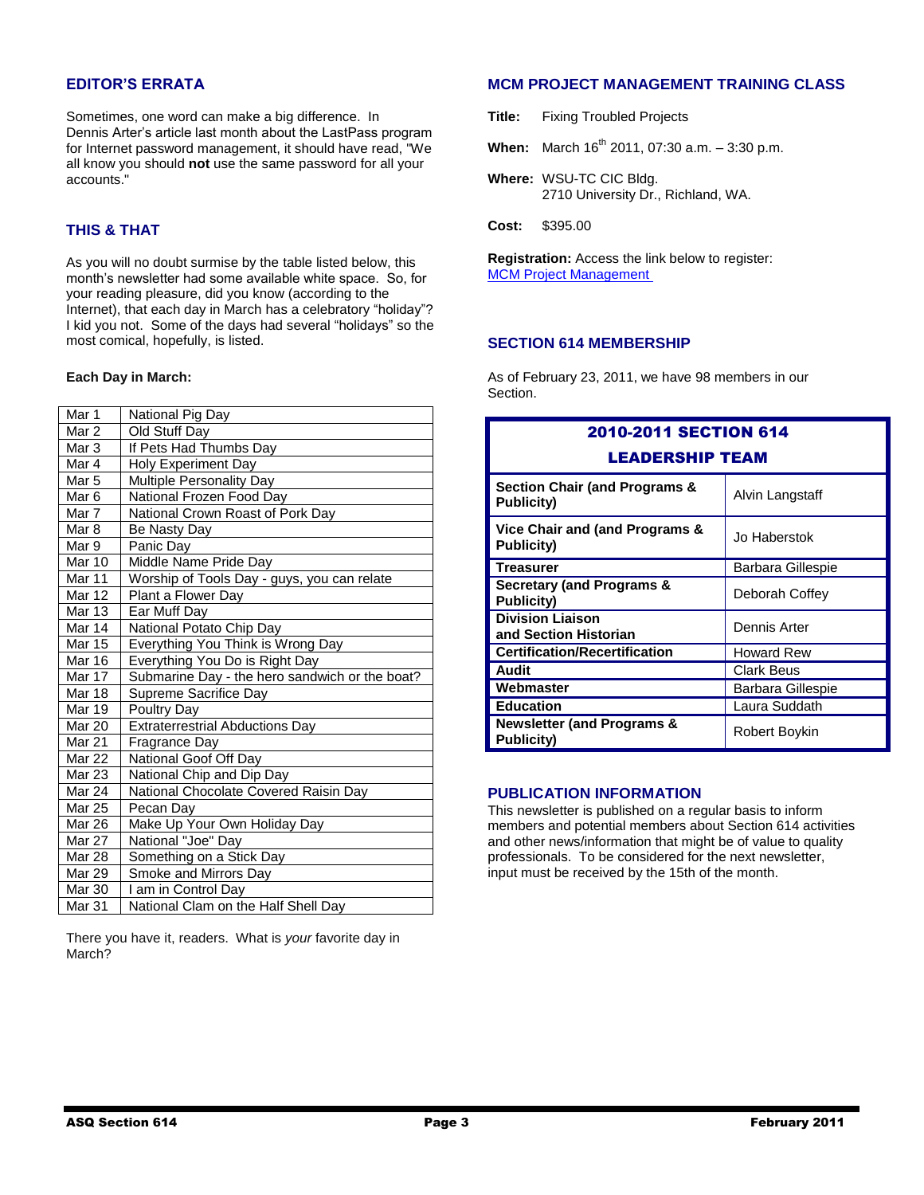## EDITOR'S ERRATA

Sometimes, one word can make a big difference. In Dennis Arter's article last month about the LastPass program for Internet password management, it should have read, "We all know you should **not** use the same password for all your accounts."

## THIS & THAT

As you will no doubt surmise by the table listed below, this month's newsletter had some available white space. So, for your reading pleasure, did you know (according to the Internet), that each day in March has a celebratory "holiday"? I kid you not. Some of the days had several "holidays" so the most comical, hopefully, is listed.

**Each Day in March:**

| | |
|---|---|
| Mar 1 | National Pig Day |
| Mar 2 | Old Stuff Day |
| Mar 3 | If Pets Had Thumbs Day |
| Mar 4 | Holy Experiment Day |
| Mar 5 | Multiple Personality Day |
| Mar 6 | National Frozen Food Day |
| Mar 7 | National Crown Roast of Pork Day |
| Mar 8 | Be Nasty Day |
| Mar 9 | Panic Day |
| Mar 10 | Middle Name Pride Day |
| Mar 11 | Worship of Tools Day - guys, you can relate |
| Mar 12 | Plant a Flower Day |
| Mar 13 | Ear Muff Day |
| Mar 14 | National Potato Chip Day |
| Mar 15 | Everything You Think is Wrong Day |
| Mar 16 | Everything You Do is Right Day |
| Mar 17 | Submarine Day - the hero sandwich or the boat? |
| Mar 18 | Supreme Sacrifice Day |
| Mar 19 | Poultry Day |
| Mar 20 | Extraterrestrial Abductions Day |
| Mar 21 | Fragrance Day |
| Mar 22 | National Goof Off Day |
| Mar 23 | National Chip and Dip Day |
| Mar 24 | National Chocolate Covered Raisin Day |
| Mar 25 | Pecan Day |
| Mar 26 | Make Up Your Own Holiday Day |
| Mar 27 | National "Joe" Day |
| Mar 28 | Something on a Stick Day |
| Mar 29 | Smoke and Mirrors Day |
| Mar 30 | I am in Control Day |
| Mar 31 | National Clam on the Half Shell Day |

There you have it, readers. What is *your* favorite day in March?

## MCM PROJECT MANAGEMENT TRAINING CLASS

**Title:** Fixing Troubled Projects

**When:** March 16th 2011, 07:30 a.m. – 3:30 p.m.

**Where:** WSU-TC CIC Bldg.
2710 University Dr., Richland, WA.

**Cost:** $395.00

**Registration:** Access the link below to register:
MCM Project Management

## SECTION 614 MEMBERSHIP

As of February 23, 2011, we have 98 members in our Section.

| 2010-2011 SECTION 614 LEADERSHIP TEAM | |
|---|---|
| **Section Chair (and Programs & Publicity)** | Alvin Langstaff |
| **Vice Chair and (and Programs & Publicity)** | Jo Haberstok |
| **Treasurer** | Barbara Gillespie |
| **Secretary (and Programs & Publicity)** | Deborah Coffey |
| **Division Liaison and Section Historian** | Dennis Arter |
| **Certification/Recertification** | Howard Rew |
| **Audit** | Clark Beus |
| **Webmaster** | Barbara Gillespie |
| **Education** | Laura Suddath |
| **Newsletter (and Programs & Publicity)** | Robert Boykin |

## PUBLICATION INFORMATION

This newsletter is published on a regular basis to inform members and potential members about Section 614 activities and other news/information that might be of value to quality professionals. To be considered for the next newsletter, input must be received by the 15th of the month.